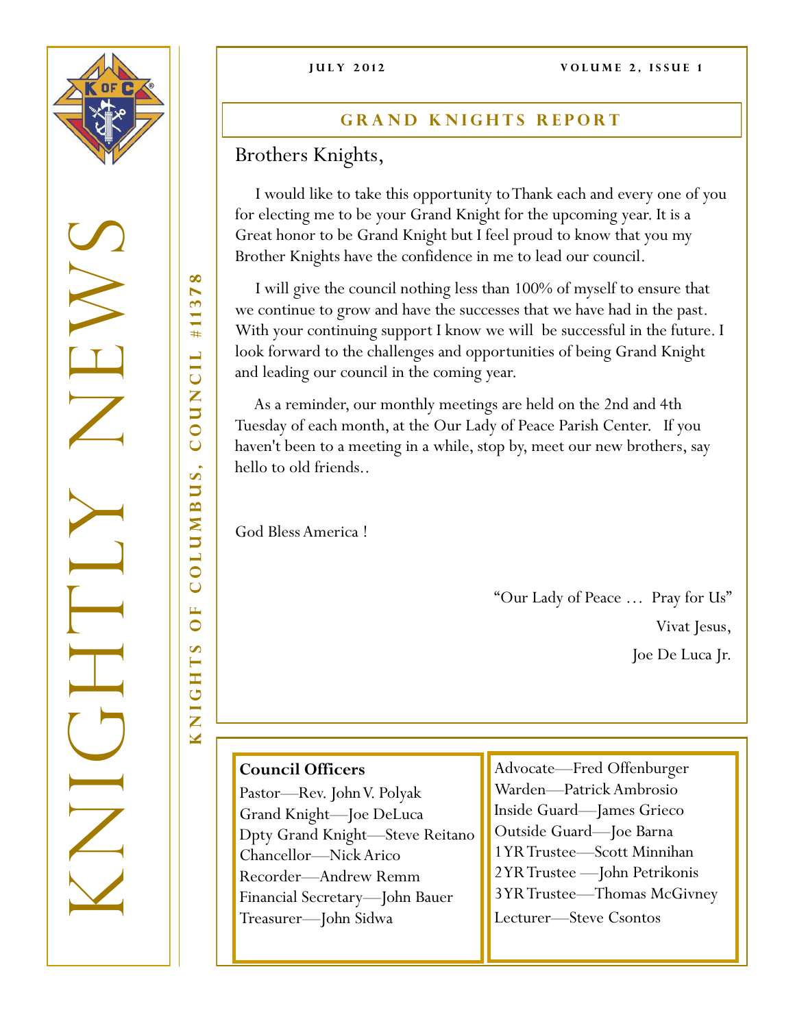# KNIGHTLY NEWS

**KNIGHTS OF COLUMBUS, COUNCIL #11378**

JULY 2012 — VOLUME 2, ISSUE 1

## GRAND KNIGHTS REPORT

Brothers Knights,

I would like to take this opportunity to Thank each and every one of you for electing me to be your Grand Knight for the upcoming year. It is a Great honor to be Grand Knight but I feel proud to know that you my Brother Knights have the confidence in me to lead our council.

I will give the council nothing less than 100% of myself to ensure that we continue to grow and have the successes that we have had in the past. With your continuing support I know we will be successful in the future. I look forward to the challenges and opportunities of being Grand Knight and leading our council in the coming year.

As a reminder, our monthly meetings are held on the 2nd and 4th Tuesday of each month, at the Our Lady of Peace Parish Center. If you haven't been to a meeting in a while, stop by, meet our new brothers, say hello to old friends..

God Bless America !

"Our Lady of Peace … Pray for Us"

Vivat Jesus,

Joe De Luca Jr.

**Council Officers**

Pastor—Rev. John V. Polyak
Grand Knight—Joe DeLuca
Dpty Grand Knight—Steve Reitano
Chancellor—Nick Arico
Recorder—Andrew Remm
Financial Secretary—John Bauer
Treasurer—John Sidwa
Advocate—Fred Offenburger
Warden—Patrick Ambrosio
Inside Guard—James Grieco
Outside Guard—Joe Barna
1 YR Trustee—Scott Minnihan
2 YR Trustee —John Petrikonis
3 YR Trustee—Thomas McGivney
Lecturer—Steve Csontos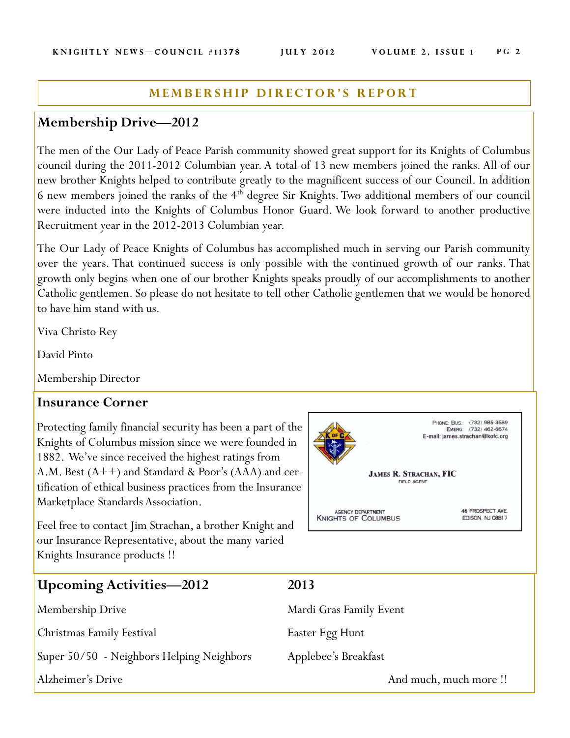## MEMBERSHIP DIRECTOR'S REPORT

### Membership Drive—2012

The men of the Our Lady of Peace Parish community showed great support for its Knights of Columbus council during the 2011-2012 Columbian year. A total of 13 new members joined the ranks. All of our new brother Knights helped to contribute greatly to the magnificent success of our Council. In addition 6 new members joined the ranks of the 4th degree Sir Knights. Two additional members of our council were inducted into the Knights of Columbus Honor Guard. We look forward to another productive Recruitment year in the 2012-2013 Columbian year.

The Our Lady of Peace Knights of Columbus has accomplished much in serving our Parish community over the years. That continued success is only possible with the continued growth of our ranks. That growth only begins when one of our brother Knights speaks proudly of our accomplishments to another Catholic gentlemen. So please do not hesitate to tell other Catholic gentlemen that we would be honored to have him stand with us.

Viva Christo Rey

David Pinto

Membership Director

### Insurance Corner

Protecting family financial security has been a part of the Knights of Columbus mission since we were founded in 1882. We've since received the highest ratings from A.M. Best (A++) and Standard & Poor's (AAA) and certification of ethical business practices from the Insurance Marketplace Standards Association.

Feel free to contact Jim Strachan, a brother Knight and our Insurance Representative, about the many varied Knights Insurance products !!

PHONE: BUS.: (732) 985-3589
EMERG: (732) 462-6674
E-mail: james.strachan@kofc.org

**JAMES R. STRACHAN, FIC**
FIELD AGENT

AGENCY DEPARTMENT
KNIGHTS OF COLUMBUS

46 PROSPECT AVE.
EDISON, NJ 08817

### Upcoming Activities—2012

Membership Drive

Christmas Family Festival

Super 50/50 - Neighbors Helping Neighbors

Alzheimer's Drive

### 2013

Mardi Gras Family Event

Easter Egg Hunt

Applebee's Breakfast

And much, much more !!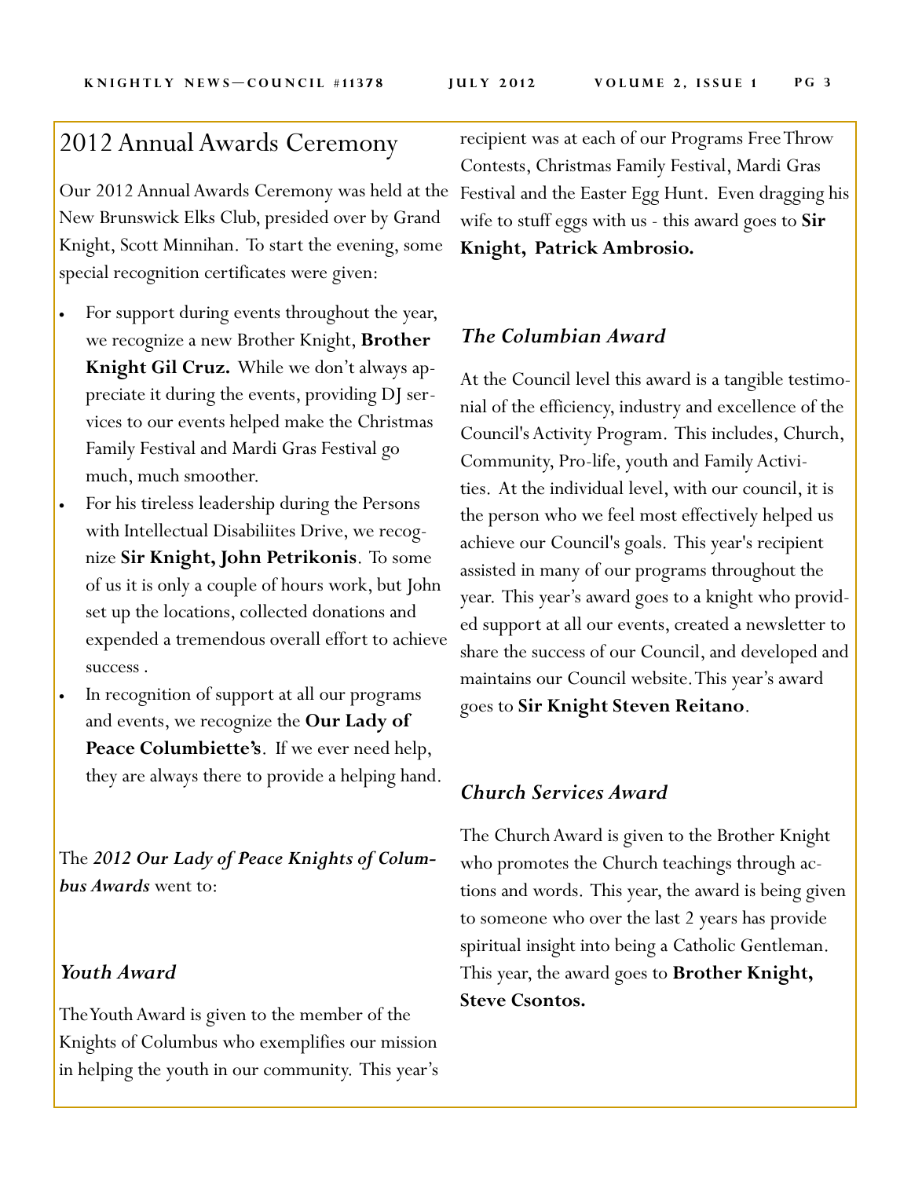## 2012 Annual Awards Ceremony

Our 2012 Annual Awards Ceremony was held at the New Brunswick Elks Club, presided over by Grand Knight, Scott Minnihan. To start the evening, some special recognition certificates were given:

- For support during events throughout the year, we recognize a new Brother Knight, **Brother Knight Gil Cruz.** While we don't always appreciate it during the events, providing DJ services to our events helped make the Christmas Family Festival and Mardi Gras Festival go much, much smoother.
- For his tireless leadership during the Persons with Intellectual Disabiliites Drive, we recognize **Sir Knight, John Petrikonis**. To some of us it is only a couple of hours work, but John set up the locations, collected donations and expended a tremendous overall effort to achieve success .
- In recognition of support at all our programs and events, we recognize the **Our Lady of Peace Columbiette's**. If we ever need help, they are always there to provide a helping hand.

The ***2012 Our Lady of Peace Knights of Columbus Awards*** went to:

### *Youth Award*

The Youth Award is given to the member of the Knights of Columbus who exemplifies our mission in helping the youth in our community. This year's recipient was at each of our Programs Free Throw Contests, Christmas Family Festival, Mardi Gras Festival and the Easter Egg Hunt. Even dragging his wife to stuff eggs with us - this award goes to **Sir Knight, Patrick Ambrosio.**

### *The Columbian Award*

At the Council level this award is a tangible testimonial of the efficiency, industry and excellence of the Council's Activity Program. This includes, Church, Community, Pro-life, youth and Family Activities. At the individual level, with our council, it is the person who we feel most effectively helped us achieve our Council's goals. This year's recipient assisted in many of our programs throughout the year. This year's award goes to a knight who provided support at all our events, created a newsletter to share the success of our Council, and developed and maintains our Council website. This year's award goes to **Sir Knight Steven Reitano**.

### *Church Services Award*

The Church Award is given to the Brother Knight who promotes the Church teachings through actions and words. This year, the award is being given to someone who over the last 2 years has provide spiritual insight into being a Catholic Gentleman. This year, the award goes to **Brother Knight, Steve Csontos.**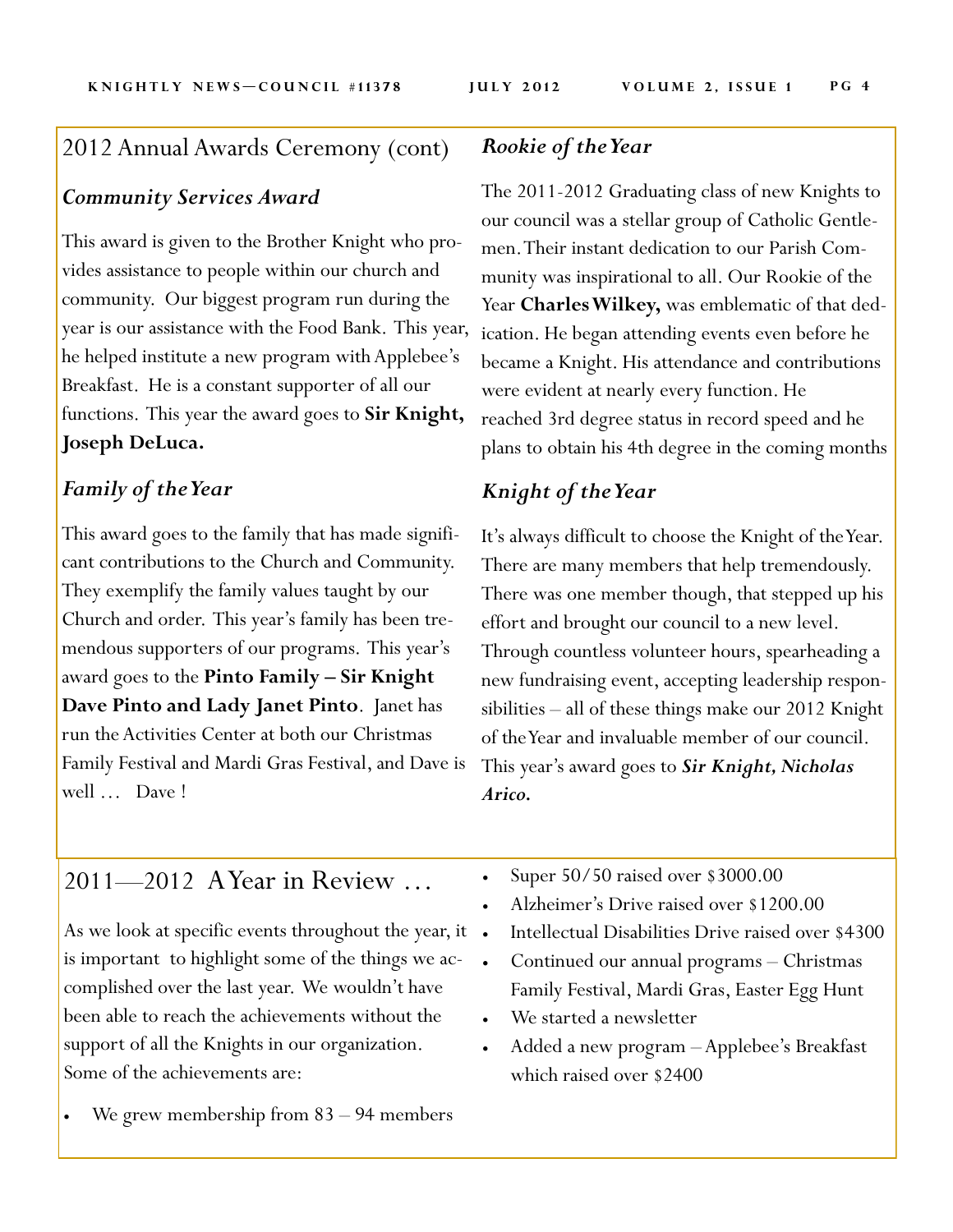## 2012 Annual Awards Ceremony (cont)

### *Community Services Award*

This award is given to the Brother Knight who provides assistance to people within our church and community. Our biggest program run during the year is our assistance with the Food Bank. This year, he helped institute a new program with Applebee's Breakfast. He is a constant supporter of all our functions. This year the award goes to **Sir Knight, Joseph DeLuca.**

### *Family of the Year*

This award goes to the family that has made significant contributions to the Church and Community. They exemplify the family values taught by our Church and order. This year's family has been tremendous supporters of our programs. This year's award goes to the **Pinto Family – Sir Knight Dave Pinto and Lady Janet Pinto**. Janet has run the Activities Center at both our Christmas Family Festival and Mardi Gras Festival, and Dave is well … Dave !

### *Rookie of the Year*

The 2011-2012 Graduating class of new Knights to our council was a stellar group of Catholic Gentlemen. Their instant dedication to our Parish Community was inspirational to all. Our Rookie of the Year **Charles Wilkey,** was emblematic of that dedication. He began attending events even before he became a Knight. His attendance and contributions were evident at nearly every function. He reached 3rd degree status in record speed and he plans to obtain his 4th degree in the coming months

### *Knight of the Year*

It's always difficult to choose the Knight of the Year. There are many members that help tremendously. There was one member though, that stepped up his effort and brought our council to a new level. Through countless volunteer hours, spearheading a new fundraising event, accepting leadership responsibilities – all of these things make our 2012 Knight of the Year and invaluable member of our council. This year's award goes to ***Sir Knight, Nicholas Arico.***

## 2011—2012 A Year in Review …

As we look at specific events throughout the year, it is important to highlight some of the things we accomplished over the last year. We wouldn't have been able to reach the achievements without the support of all the Knights in our organization. Some of the achievements are:

- We grew membership from 83 – 94 members
- Super 50/50 raised over $3000.00
- Alzheimer's Drive raised over $1200.00
- Intellectual Disabilities Drive raised over $4300
- Continued our annual programs – Christmas Family Festival, Mardi Gras, Easter Egg Hunt
- We started a newsletter
- Added a new program – Applebee's Breakfast which raised over $2400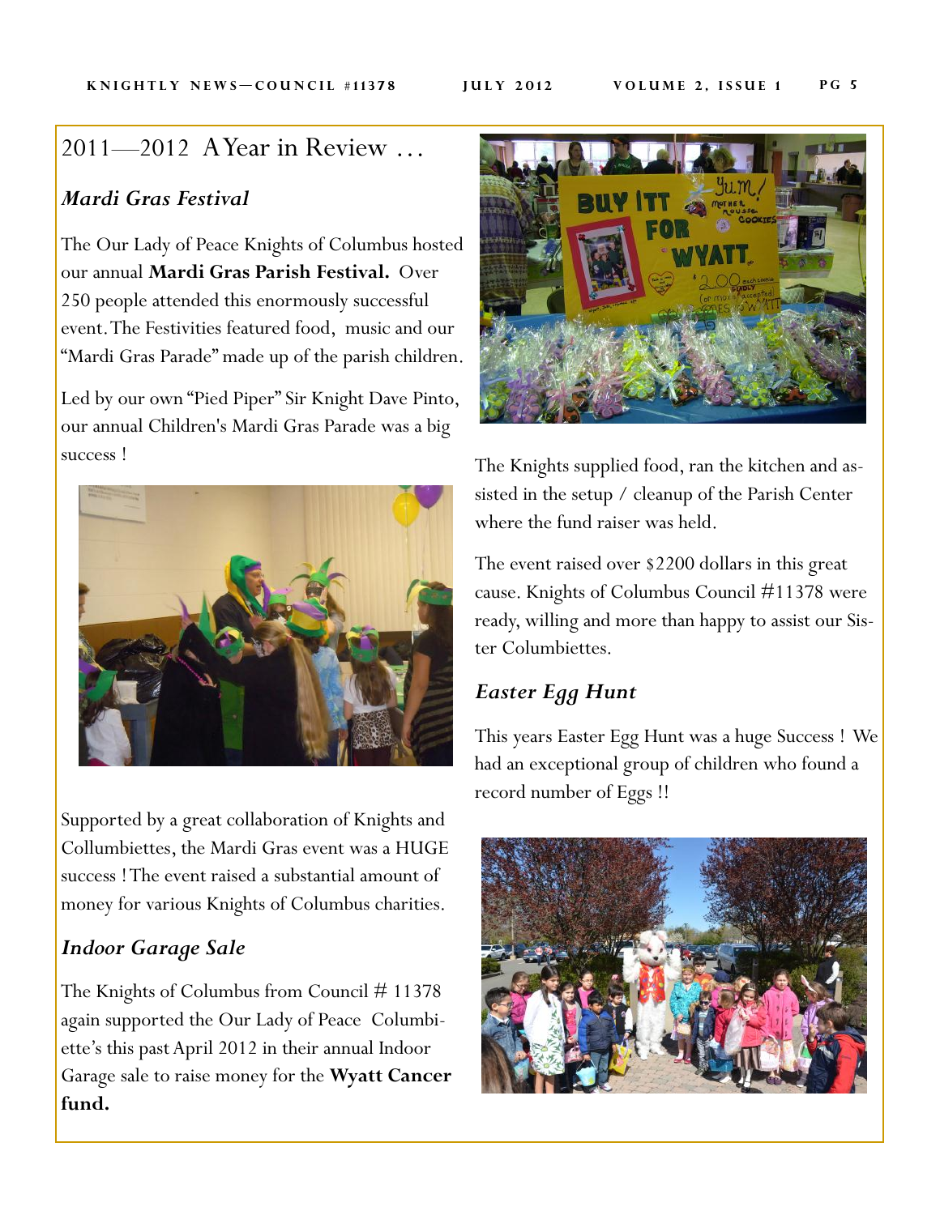## 2011—2012 A Year in Review …

### *Mardi Gras Festival*

The Our Lady of Peace Knights of Columbus hosted our annual **Mardi Gras Parish Festival.** Over 250 people attended this enormously successful event. The Festivities featured food, music and our "Mardi Gras Parade" made up of the parish children.

Led by our own "Pied Piper" Sir Knight Dave Pinto, our annual Children's Mardi Gras Parade was a big success !

Supported by a great collaboration of Knights and Collumbiettes, the Mardi Gras event was a HUGE success ! The event raised a substantial amount of money for various Knights of Columbus charities.

### *Indoor Garage Sale*

The Knights of Columbus from Council # 11378 again supported the Our Lady of Peace Columbiette's this past April 2012 in their annual Indoor Garage sale to raise money for the **Wyatt Cancer fund.**

The Knights supplied food, ran the kitchen and assisted in the setup / cleanup of the Parish Center where the fund raiser was held.

The event raised over $2200 dollars in this great cause. Knights of Columbus Council #11378 were ready, willing and more than happy to assist our Sister Columbiettes.

### *Easter Egg Hunt*

This years Easter Egg Hunt was a huge Success ! We had an exceptional group of children who found a record number of Eggs !!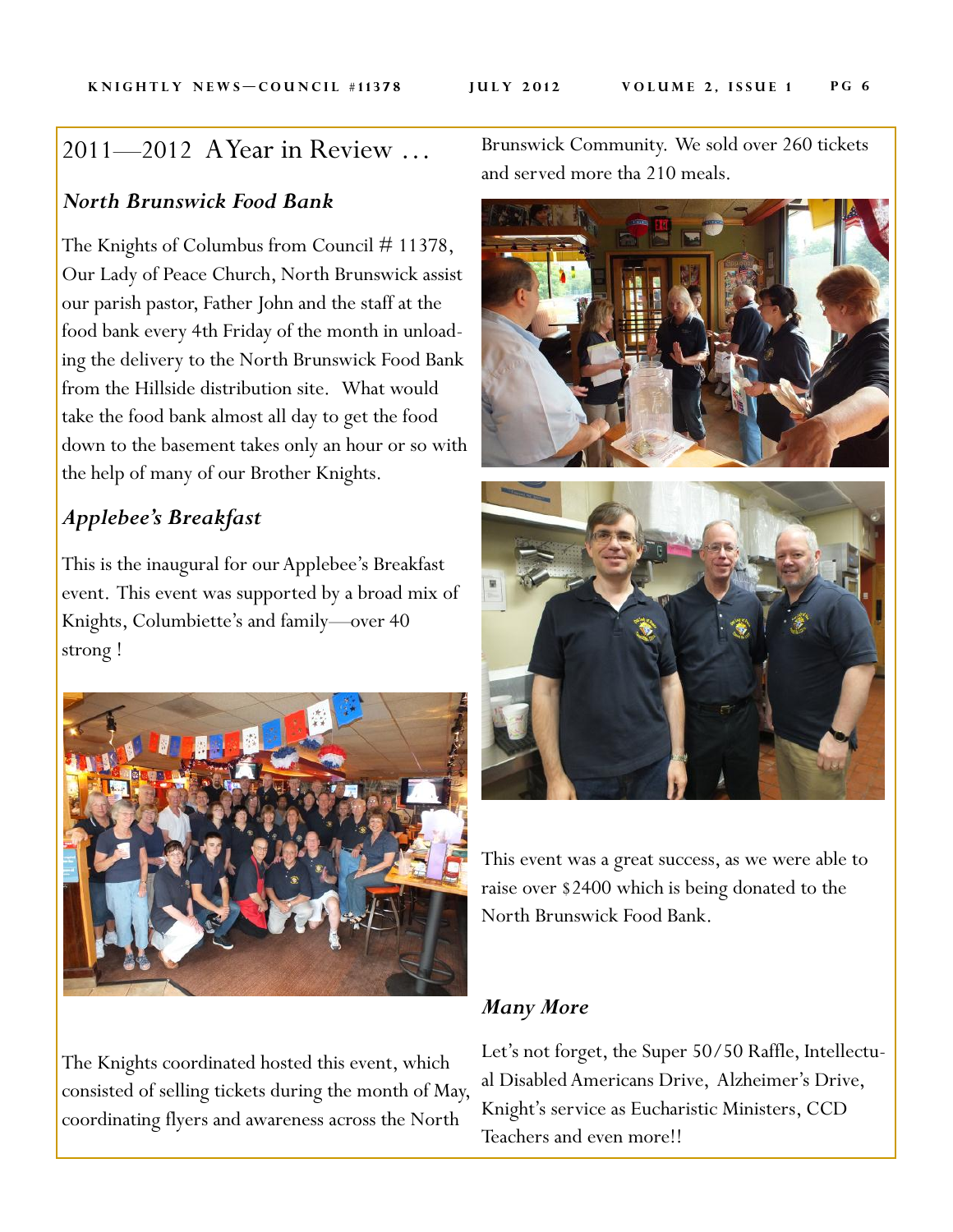## 2011—2012 A Year in Review …

### *North Brunswick Food Bank*

The Knights of Columbus from Council # 11378, Our Lady of Peace Church, North Brunswick assist our parish pastor, Father John and the staff at the food bank every 4th Friday of the month in unloading the delivery to the North Brunswick Food Bank from the Hillside distribution site. What would take the food bank almost all day to get the food down to the basement takes only an hour or so with the help of many of our Brother Knights.

### *Applebee's Breakfast*

This is the inaugural for our Applebee's Breakfast event. This event was supported by a broad mix of Knights, Columbiette's and family—over 40 strong !

The Knights coordinated hosted this event, which consisted of selling tickets during the month of May, coordinating flyers and awareness across the North Brunswick Community. We sold over 260 tickets and served more tha 210 meals.

This event was a great success, as we were able to raise over $2400 which is being donated to the North Brunswick Food Bank.

### *Many More*

Let's not forget, the Super 50/50 Raffle, Intellectual Disabled Americans Drive, Alzheimer's Drive, Knight's service as Eucharistic Ministers, CCD Teachers and even more!!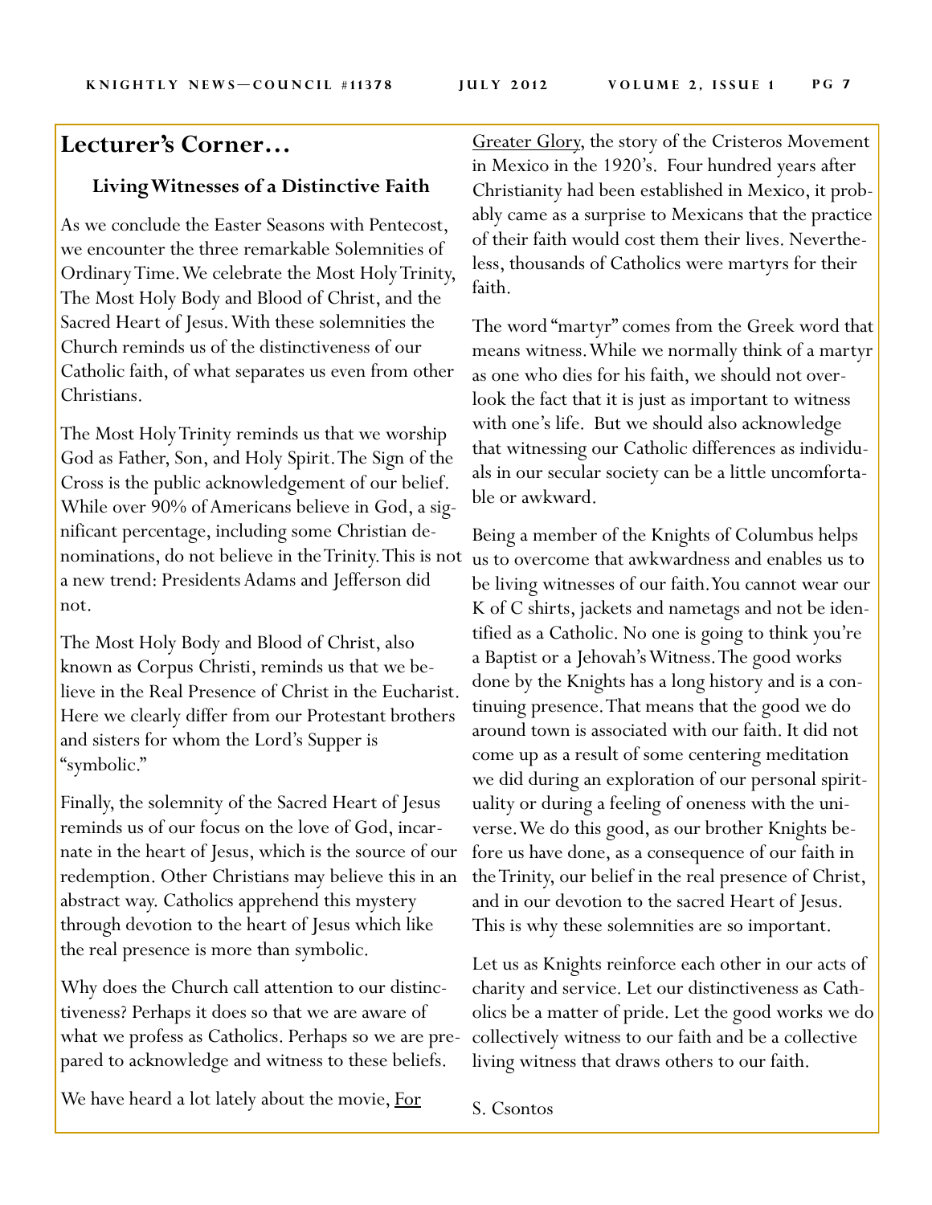## Lecturer's Corner…

### Living Witnesses of a Distinctive Faith

As we conclude the Easter Seasons with Pentecost, we encounter the three remarkable Solemnities of Ordinary Time. We celebrate the Most Holy Trinity, The Most Holy Body and Blood of Christ, and the Sacred Heart of Jesus. With these solemnities the Church reminds us of the distinctiveness of our Catholic faith, of what separates us even from other Christians.

The Most Holy Trinity reminds us that we worship God as Father, Son, and Holy Spirit. The Sign of the Cross is the public acknowledgement of our belief. While over 90% of Americans believe in God, a significant percentage, including some Christian denominations, do not believe in the Trinity. This is not a new trend: Presidents Adams and Jefferson did not.

The Most Holy Body and Blood of Christ, also known as Corpus Christi, reminds us that we believe in the Real Presence of Christ in the Eucharist. Here we clearly differ from our Protestant brothers and sisters for whom the Lord's Supper is "symbolic."

Finally, the solemnity of the Sacred Heart of Jesus reminds us of our focus on the love of God, incarnate in the heart of Jesus, which is the source of our redemption. Other Christians may believe this in an abstract way. Catholics apprehend this mystery through devotion to the heart of Jesus which like the real presence is more than symbolic.

Why does the Church call attention to our distinctiveness? Perhaps it does so that we are aware of what we profess as Catholics. Perhaps so we are prepared to acknowledge and witness to these beliefs.

We have heard a lot lately about the movie, For Greater Glory, the story of the Cristeros Movement in Mexico in the 1920's. Four hundred years after Christianity had been established in Mexico, it probably came as a surprise to Mexicans that the practice of their faith would cost them their lives. Nevertheless, thousands of Catholics were martyrs for their faith.

The word "martyr" comes from the Greek word that means witness. While we normally think of a martyr as one who dies for his faith, we should not overlook the fact that it is just as important to witness with one's life. But we should also acknowledge that witnessing our Catholic differences as individuals in our secular society can be a little uncomfortable or awkward.

Being a member of the Knights of Columbus helps us to overcome that awkwardness and enables us to be living witnesses of our faith. You cannot wear our K of C shirts, jackets and nametags and not be identified as a Catholic. No one is going to think you're a Baptist or a Jehovah's Witness. The good works done by the Knights has a long history and is a continuing presence. That means that the good we do around town is associated with our faith. It did not come up as a result of some centering meditation we did during an exploration of our personal spirituality or during a feeling of oneness with the universe. We do this good, as our brother Knights before us have done, as a consequence of our faith in the Trinity, our belief in the real presence of Christ, and in our devotion to the sacred Heart of Jesus. This is why these solemnities are so important.

Let us as Knights reinforce each other in our acts of charity and service. Let our distinctiveness as Catholics be a matter of pride. Let the good works we do collectively witness to our faith and be a collective living witness that draws others to our faith.

S. Csontos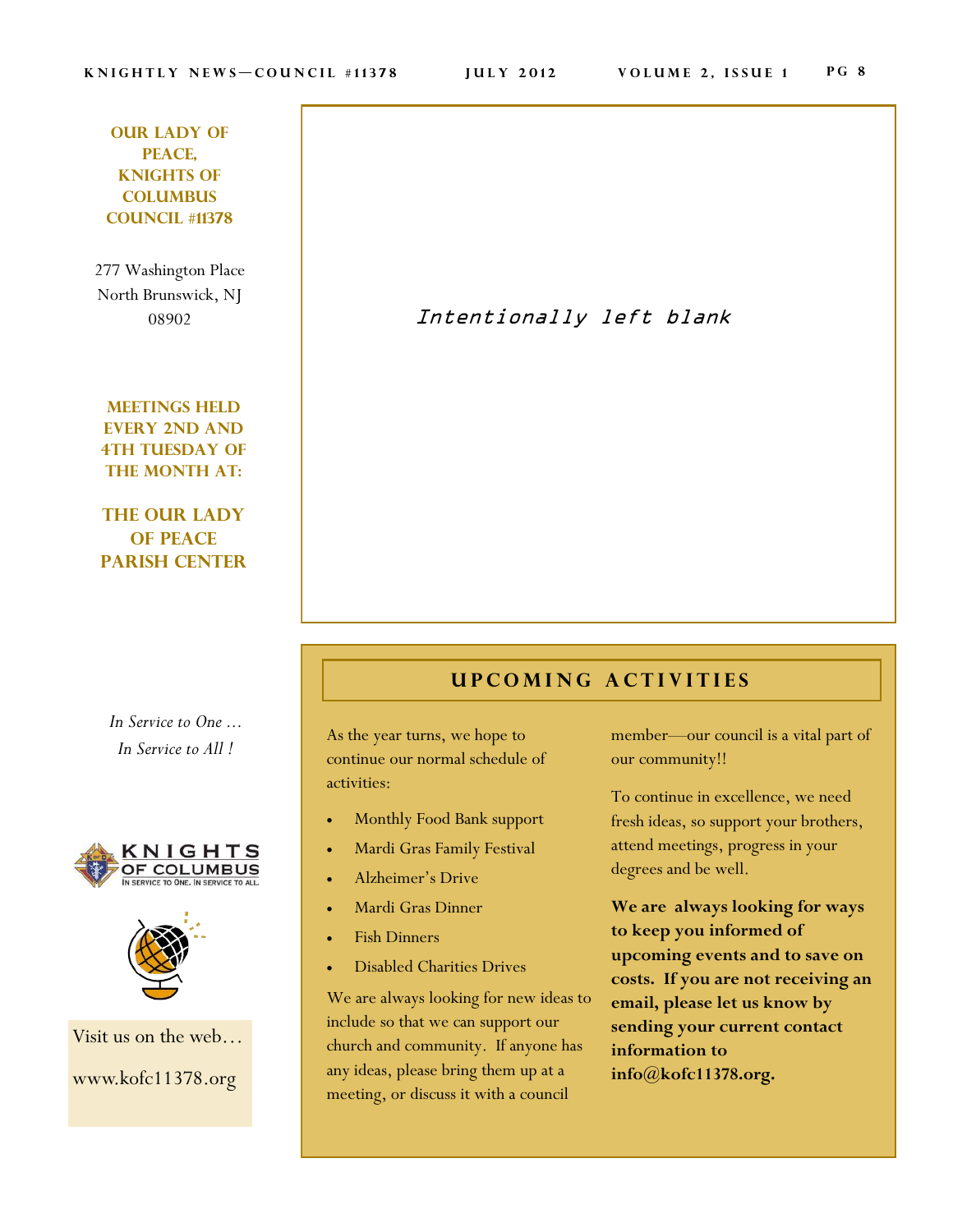**Our Lady of Peace, Knights of Columbus Council #11378**

277 Washington Place
North Brunswick, NJ
08902

**Meetings held every 2nd and 4th Tuesday of the month at:**

**The Our Lady of Peace Parish Center**

*In Service to One …*
*In Service to All !*

Visit us on the web…

www.kofc11378.org

*Intentionally left blank*

## UPCOMING ACTIVITIES

As the year turns, we hope to continue our normal schedule of activities:

- Monthly Food Bank support
- Mardi Gras Family Festival
- Alzheimer's Drive
- Mardi Gras Dinner
- Fish Dinners
- Disabled Charities Drives

We are always looking for new ideas to include so that we can support our church and community. If anyone has any ideas, please bring them up at a meeting, or discuss it with a council member—our council is a vital part of our community!!

To continue in excellence, we need fresh ideas, so support your brothers, attend meetings, progress in your degrees and be well.

**We are always looking for ways to keep you informed of upcoming events and to save on costs. If you are not receiving an email, please let us know by sending your current contact information to info@kofc11378.org.**